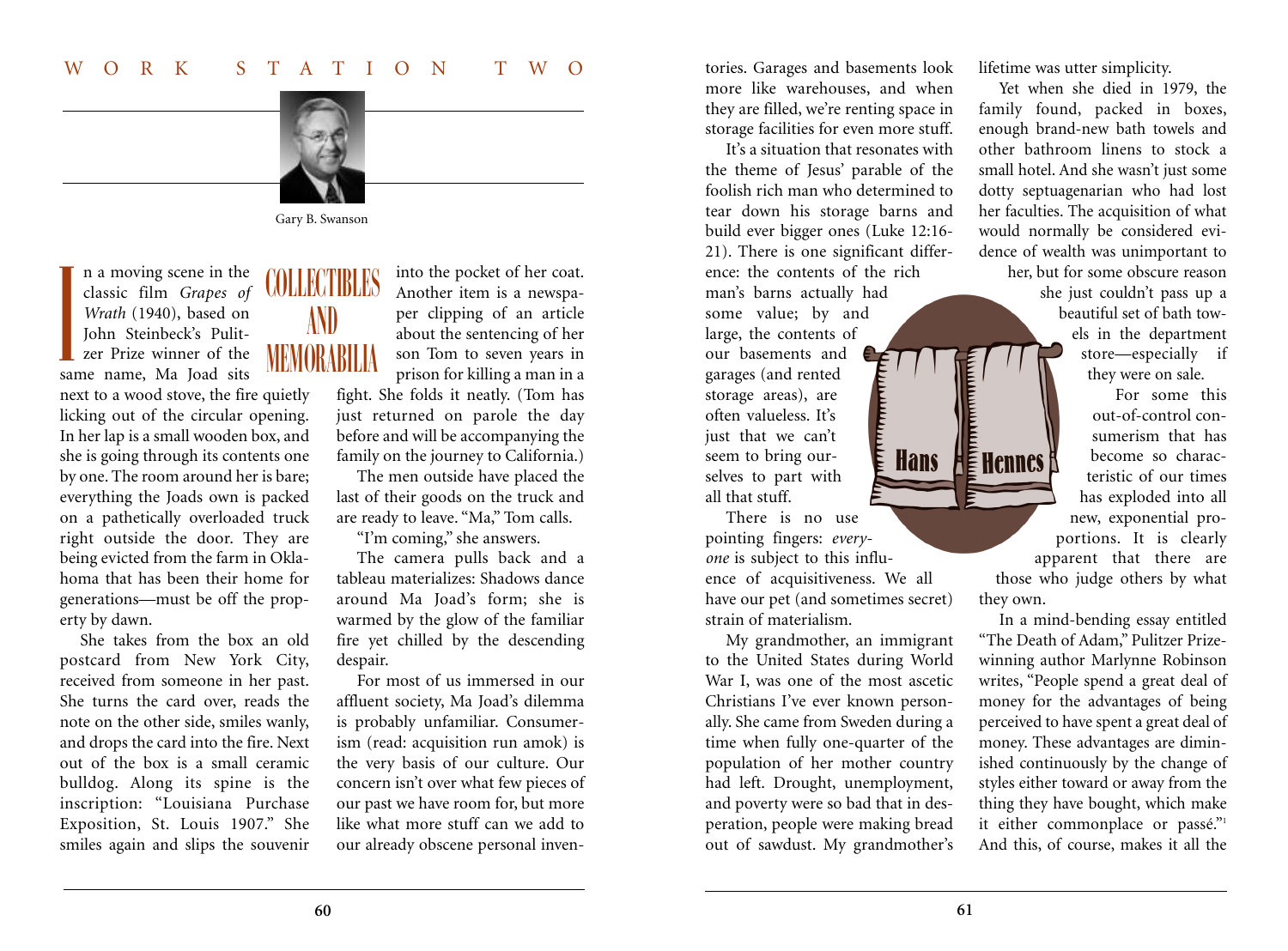# COLLECTIBLES AND MEMORABILIA

Gary B. Swanson

In a moving scene in the classic film *Grapes of Wrath* (1940), based on John Steinbeck's Pulitzer Prize winner of the same name, Ma Joad sits next to a wood stove, the fire quietly licking out of the circular opening. In her lap is a small wooden box, and she is going through its contents one by one. The room around her is bare; everything the Joads own is packed on a pathetically overloaded truck right outside the door. They are being evicted from the farm in Oklahoma that has been their home for generations—must be off the property by dawn.

She takes from the box an old postcard from New York City, received from someone in her past. She turns the card over, reads the note on the other side, smiles wanly, and drops the card into the fire. Next out of the box is a small ceramic bulldog. Along its spine is the inscription: "Louisiana Purchase Exposition, St. Louis 1907." She smiles again and slips the souvenir into the pocket of her coat. Another item is a newspaper clipping of an article about the sentencing of her son Tom to seven years in prison for killing a man in a fight. She folds it neatly. (Tom has just returned on parole the day before and will be accompanying the family on the journey to California.)

The men outside have placed the last of their goods on the truck and are ready to leave. "Ma," Tom calls.

"I'm coming," she answers.

The camera pulls back and a tableau materializes: Shadows dance around Ma Joad's form; she is warmed by the glow of the familiar fire yet chilled by the descending despair.

For most of us immersed in our affluent society, Ma Joad's dilemma is probably unfamiliar. Consumerism (read: acquisition run amok) is the very basis of our culture. Our concern isn't over what few pieces of our past we have room for, but more like what more stuff can we add to our already obscene personal inventories. Garages and basements look more like warehouses, and when they are filled, we're renting space in storage facilities for even more stuff.

It's a situation that resonates with the theme of Jesus' parable of the foolish rich man who determined to tear down his storage barns and build ever bigger ones (Luke 12:16-21). There is one significant difference: the contents of the rich man's barns actually had some value; by and large, the contents of our basements and garages (and rented storage areas), are often valueless. It's just that we can't seem to bring ourselves to part with all that stuff.

There is no use pointing fingers: *everyone* is subject to this influence of acquisitiveness. We all have our pet (and sometimes secret) strain of materialism.

My grandmother, an immigrant to the United States during World War I, was one of the most ascetic Christians I've ever known personally. She came from Sweden during a time when fully one-quarter of the population of her mother country had left. Drought, unemployment, and poverty were so bad that in desperation, people were making bread out of sawdust. My grandmother's lifetime was utter simplicity.

Yet when she died in 1979, the family found, packed in boxes, enough brand-new bath towels and other bathroom linens to stock a small hotel. And she wasn't just some dotty septuagenarian who had lost her faculties. The acquisition of what would normally be considered evidence of wealth was unimportant to her, but for some obscure reason she just couldn't pass up a beautiful set of bath towels in the department store—especially if they were on sale.

For some this out-of-control consumerism that has become so characteristic of our times has exploded into all new, exponential proportions. It is clearly apparent that there are those who judge others by what they own.

In a mind-bending essay entitled "The Death of Adam," Pulitzer Prize-winning author Marlynne Robinson writes, "People spend a great deal of money for the advantages of being perceived to have spent a great deal of money. These advantages are diminished continuously by the change of styles either toward or away from the thing they have bought, which make it either commonplace or passé."[1] And this, of course, makes it all the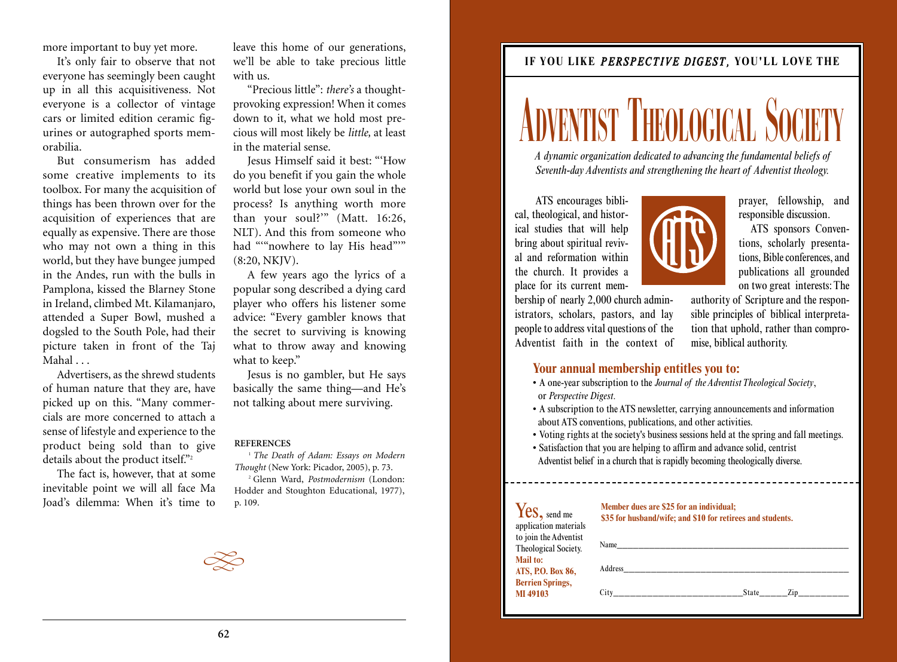more important to buy yet more.

It's only fair to observe that not everyone has seemingly been caught up in all this acquisitiveness. Not everyone is a collector of vintage cars or limited edition ceramic figurines or autographed sports memorabilia.

But consumerism has added some creative implements to its toolbox. For many the acquisition of things has been thrown over for the acquisition of experiences that are equally as expensive. There are those who may not own a thing in this world, but they have bungee jumped in the Andes, run with the bulls in Pamplona, kissed the Blarney Stone in Ireland, climbed Mt. Kilamanjaro, attended a Super Bowl, mushed a dogsled to the South Pole, had their picture taken in front of the Taj Mahal . . .

Advertisers, as the shrewd students of human nature that they are, have picked up on this. "Many commercials are more concerned to attach a sense of lifestyle and experience to the product being sold than to give details about the product itself."[2]

The fact is, however, that at some inevitable point we will all face Ma Joad's dilemma: When it's time to leave this home of our generations, we'll be able to take precious little with us.

"Precious little": *there's* a thought-provoking expression! When it comes down to it, what we hold most precious will most likely be *little,* at least in the material sense.

Jesus Himself said it best: "'How do you benefit if you gain the whole world but lose your own soul in the process? Is anything worth more than your soul?'" (Matt. 16:26, NLT). And this from someone who had ""nowhere to lay His head""
(8:20, NKJV).

A few years ago the lyrics of a popular song described a dying card player who offers his listener some advice: "Every gambler knows that the secret to surviving is knowing what to throw away and knowing what to keep."

Jesus is no gambler, but He says basically the same thing—and He's not talking about mere surviving.

**REFERENCES**

[1] *The Death of Adam: Essays on Modern Thought* (New York: Picador, 2005), p. 73.

[2] Glenn Ward, *Postmodernism* (London: Hodder and Stoughton Educational, 1977), p. 109.

**IF YOU LIKE *PERSPECTIVE DIGEST*, YOU'LL LOVE THE**

# ADVENTIST THEOLOGICAL SOCIETY

*A dynamic organization dedicated to advancing the fundamental beliefs of Seventh-day Adventists and strengthening the heart of Adventist theology.*

ATS encourages biblical, theological, and historical studies that will help bring about spiritual revival and reformation within the church. It provides a place for its current membership of nearly 2,000 church administrators, scholars, pastors, and lay people to address vital questions of the Adventist faith in the context of prayer, fellowship, and responsible discussion.

ATS sponsors Conventions, scholarly presentations, Bible conferences, and publications all grounded on two great interests: The authority of Scripture and the responsible principles of biblical interpretation that uphold, rather than compromise, biblical authority.

## Your annual membership entitles you to:

- A one-year subscription to the *Journal of the Adventist Theological Society*, or *Perspective Digest.*
- A subscription to the ATS newsletter, carrying announcements and information about ATS conventions, publications, and other activities.
- Voting rights at the society's business sessions held at the spring and fall meetings.
- Satisfaction that you are helping to affirm and advance solid, centrist Adventist belief in a church that is rapidly becoming theologically diverse.

Yes, send me application materials to join the Adventist Theological Society.
**Mail to:**
**ATS, P.O. Box 86, Berrien Springs, MI 49103**

**Member dues are $25 for an individual; $35 for husband/wife; and $10 for retirees and students.**

Name\_\_\_\_\_\_\_\_\_\_\_\_\_\_\_\_\_\_\_\_\_\_\_\_\_\_\_\_\_\_\_\_\_\_\_\_

Address\_\_\_\_\_\_\_\_\_\_\_\_\_\_\_\_\_\_\_\_\_\_\_\_\_\_\_\_\_\_\_\_\_\_

City\_\_\_\_\_\_\_\_\_\_\_\_\_\_\_\_\_\_\_\_ State\_\_\_\_\_\_ Zip\_\_\_\_\_\_\_\_